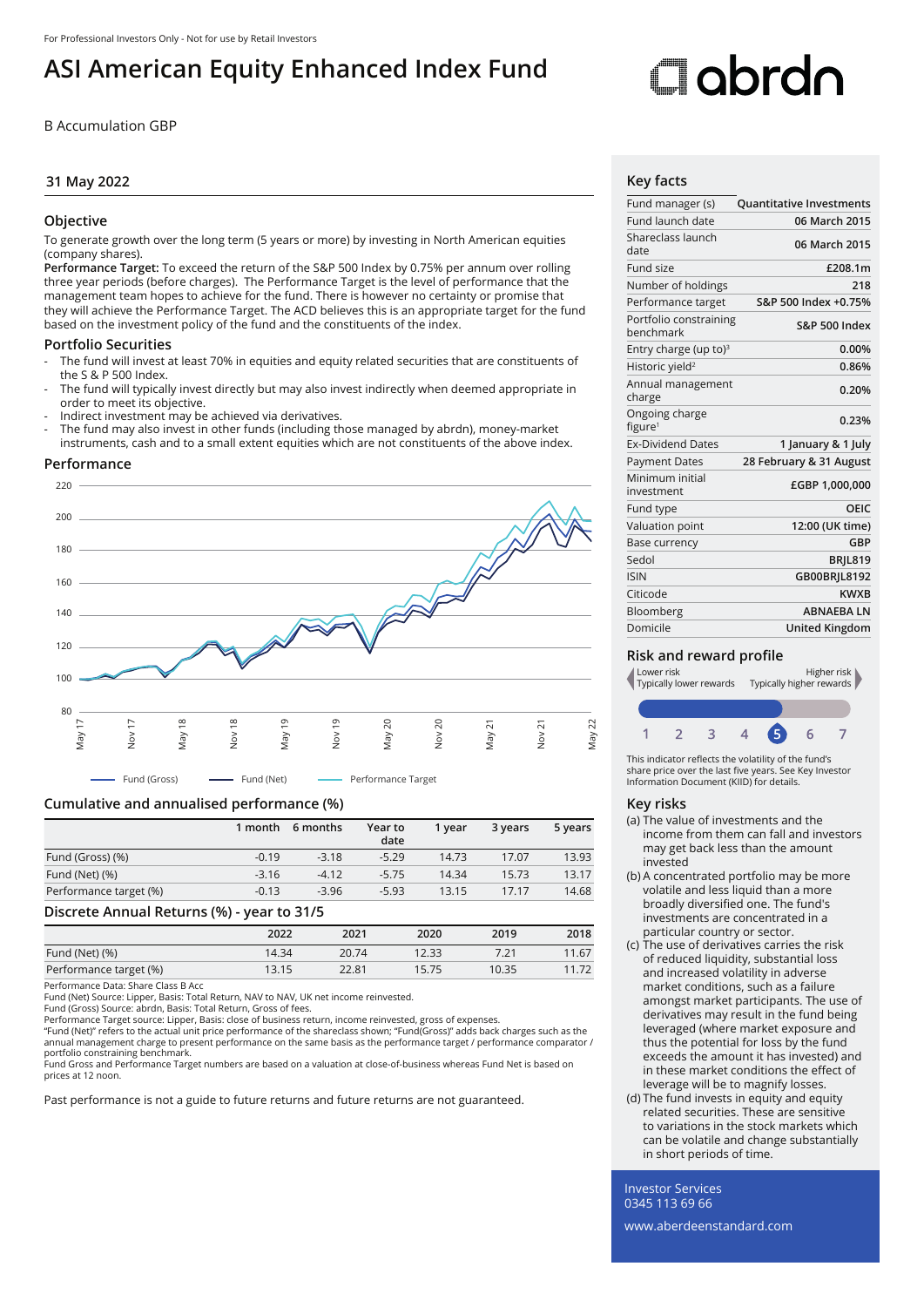For Professional Investors Only - Not for use by Retail Investors

# ASI American Equity Enhanced Index Fund

B Accumulation GBP

31 May 2022

## Objective

To generate growth over the long term (5 years or more) by investing in North American equities (company shares).

**Performance Target:** To exceed the return of the S&P 500 Index by 0.75% per annum over rolling three year periods (before charges). The Performance Target is the level of performance that the management team hopes to achieve for the fund. There is however no certainty or promise that they will achieve the Performance Target. The ACD believes this is an appropriate target for the fund based on the investment policy of the fund and the constituents of the index.

## Portfolio Securities

- The fund will invest at least 70% in equities and equity related securities that are constituents of the S & P 500 Index.
- The fund will typically invest directly but may also invest indirectly when deemed appropriate in order to meet its objective.
- Indirect investment may be achieved via derivatives.
- The fund may also invest in other funds (including those managed by abrdn), money-market instruments, cash and to a small extent equities which are not constituents of the above index.

## Performance

Fund (Gross) — Fund (Net) — Performance Target

## Cumulative and annualised performance (%)

| | 1 month | 6 months | Year to date | 1 year | 3 years | 5 years |
|---|---|---|---|---|---|---|
| Fund (Gross) (%) | -0.19 | -3.18 | -5.29 | 14.73 | 17.07 | 13.93 |
| Fund (Net) (%) | -3.16 | -4.12 | -5.75 | 14.34 | 15.73 | 13.17 |
| Performance target (%) | -0.13 | -3.96 | -5.93 | 13.15 | 17.17 | 14.68 |

## Discrete Annual Returns (%) - year to 31/5

| | 2022 | 2021 | 2020 | 2019 | 2018 |
|---|---|---|---|---|---|
| Fund (Net) (%) | 14.34 | 20.74 | 12.33 | 7.21 | 11.67 |
| Performance target (%) | 13.15 | 22.81 | 15.75 | 10.35 | 11.72 |

Performance Data: Share Class B Acc
Fund (Net) Source: Lipper, Basis: Total Return, NAV to NAV, UK net income reinvested.
Fund (Gross) Source: abrdn, Basis: Total Return, Gross of fees.
Performance Target source: Lipper, Basis: close of business return, income reinvested, gross of expenses.
"Fund (Net)" refers to the actual unit price performance of the shareclass shown; "Fund(Gross)" adds back charges such as the annual management charge to present performance on the same basis as the performance target / performance comparator / portfolio constraining benchmark.
Fund Gross and Performance Target numbers are based on a valuation at close-of-business whereas Fund Net is based on prices at 12 noon.

Past performance is not a guide to future returns and future returns are not guaranteed.

## Key facts

| | |
|---|---|
| Fund manager (s) | Quantitative Investments |
| Fund launch date | 06 March 2015 |
| Shareclass launch date | 06 March 2015 |
| Fund size | £208.1m |
| Number of holdings | 218 |
| Performance target | S&P 500 Index +0.75% |
| Portfolio constraining benchmark | S&P 500 Index |
| Entry charge (up to)[3] | 0.00% |
| Historic yield[2] | 0.86% |
| Annual management charge | 0.20% |
| Ongoing charge figure[1] | 0.23% |
| Ex-Dividend Dates | 1 January & 1 July |
| Payment Dates | 28 February & 31 August |
| Minimum initial investment | £GBP 1,000,000 |
| Fund type | OEIC |
| Valuation point | 12:00 (UK time) |
| Base currency | GBP |
| Sedol | BRJL819 |
| ISIN | GB00BRJL8192 |
| Citicode | KWXB |
| Bloomberg | ABNAEBA LN |
| Domicile | United Kingdom |

## Risk and reward profile

Lower risk — Typically lower rewards | Higher risk — Typically higher rewards

1 2 3 4 **5** 6 7

This indicator reflects the volatility of the fund's share price over the last five years. See Key Investor Information Document (KIID) for details.

## Key risks

(a) The value of investments and the income from them can fall and investors may get back less than the amount invested

(b) A concentrated portfolio may be more volatile and less liquid than a more broadly diversified one. The fund's investments are concentrated in a particular country or sector.

(c) The use of derivatives carries the risk of reduced liquidity, substantial loss and increased volatility in adverse market conditions, such as a failure amongst market participants. The use of derivatives may result in the fund being leveraged (where market exposure and thus the potential for loss by the fund exceeds the amount it has invested) and in these market conditions the effect of leverage will be to magnify losses.

(d) The fund invests in equity and equity related securities. These are sensitive to variations in the stock markets which can be volatile and change substantially in short periods of time.

Investor Services
0345 113 69 66

www.aberdeenstandard.com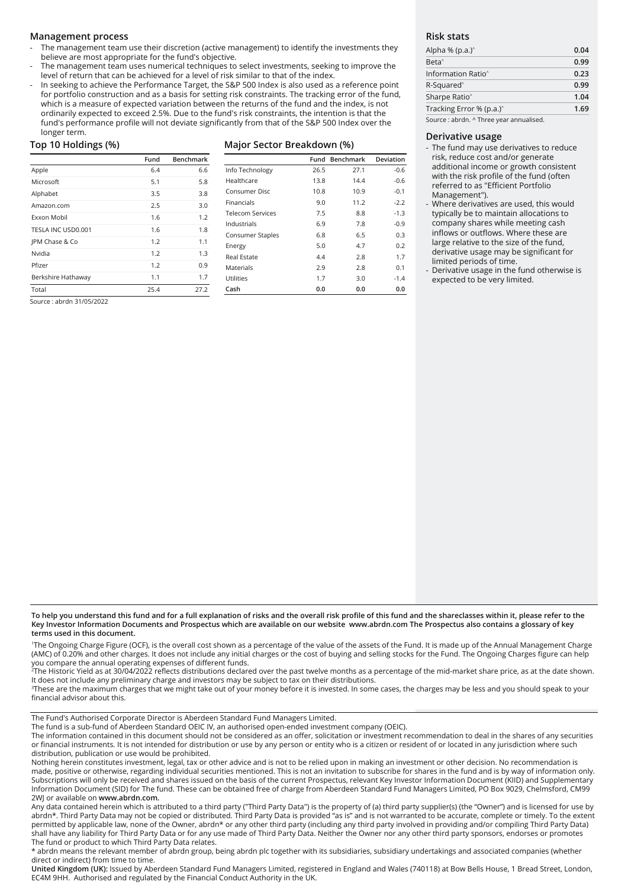## Management process

- The management team use their discretion (active management) to identify the investments they believe are most appropriate for the fund's objective.
- The management team uses numerical techniques to select investments, seeking to improve the level of return that can be achieved for a level of risk similar to that of the index.
- In seeking to achieve the Performance Target, the S&P 500 Index is also used as a reference point for portfolio construction and as a basis for setting risk constraints. The tracking error of the fund, which is a measure of expected variation between the returns of the fund and the index, is not ordinarily expected to exceed 2.5%. Due to the fund's risk constraints, the intention is that the fund's performance profile will not deviate significantly from that of the S&P 500 Index over the longer term.

## Top 10 Holdings (%)

| | Fund | Benchmark |
|---|---|---|
| Apple | 6.4 | 6.6 |
| Microsoft | 5.1 | 5.8 |
| Alphabet | 3.5 | 3.8 |
| Amazon.com | 2.5 | 3.0 |
| Exxon Mobil | 1.6 | 1.2 |
| TESLA INC USD0.001 | 1.6 | 1.8 |
| JPM Chase & Co | 1.2 | 1.1 |
| Nvidia | 1.2 | 1.3 |
| Pfizer | 1.2 | 0.9 |
| Berkshire Hathaway | 1.1 | 1.7 |
| Total | 25.4 | 27.2 |

Source : abrdn 31/05/2022

## Major Sector Breakdown (%)

| | Fund | Benchmark | Deviation |
|---|---|---|---|
| Info Technology | 26.5 | 27.1 | -0.6 |
| Healthcare | 13.8 | 14.4 | -0.6 |
| Consumer Disc | 10.8 | 10.9 | -0.1 |
| Financials | 9.0 | 11.2 | -2.2 |
| Telecom Services | 7.5 | 8.8 | -1.3 |
| Industrials | 6.9 | 7.8 | -0.9 |
| Consumer Staples | 6.8 | 6.5 | 0.3 |
| Energy | 5.0 | 4.7 | 0.2 |
| Real Estate | 4.4 | 2.8 | 1.7 |
| Materials | 2.9 | 2.8 | 0.1 |
| Utilities | 1.7 | 3.0 | -1.4 |
| **Cash** | **0.0** | **0.0** | **0.0** |

## Risk stats

| | |
|---|---|
| Alpha % (p.a.)^ | **0.04** |
| Beta^ | **0.99** |
| Information Ratio^ | **0.23** |
| R-Squared^ | **0.99** |
| Sharpe Ratio^ | **1.04** |
| Tracking Error % (p.a.)^ | **1.69** |

Source : abrdn. ^ Three year annualised.

## Derivative usage

- The fund may use derivatives to reduce risk, reduce cost and/or generate additional income or growth consistent with the risk profile of the fund (often referred to as "Efficient Portfolio Management").
- Where derivatives are used, this would typically be to maintain allocations to company shares while meeting cash inflows or outflows. Where these are large relative to the size of the fund, derivative usage may be significant for limited periods of time.
- Derivative usage in the fund otherwise is expected to be very limited.

**To help you understand this fund and for a full explanation of risks and the overall risk profile of this fund and the shareclasses within it, please refer to the Key Investor Information Documents and Prospectus which are available on our website www.abrdn.com The Prospectus also contains a glossary of key terms used in this document.**

[1]The Ongoing Charge Figure (OCF), is the overall cost shown as a percentage of the value of the assets of the Fund. It is made up of the Annual Management Charge (AMC) of 0.20% and other charges. It does not include any initial charges or the cost of buying and selling stocks for the Fund. The Ongoing Charges figure can help you compare the annual operating expenses of different funds.

[2]The Historic Yield as at 30/04/2022 reflects distributions declared over the past twelve months as a percentage of the mid-market share price, as at the date shown. It does not include any preliminary charge and investors may be subject to tax on their distributions.

[3]These are the maximum charges that we might take out of your money before it is invested. In some cases, the charges may be less and you should speak to your financial advisor about this.

The Fund's Authorised Corporate Director is Aberdeen Standard Fund Managers Limited.

The fund is a sub-fund of Aberdeen Standard OEIC IV, an authorised open-ended investment company (OEIC).

The information contained in this document should not be considered as an offer, solicitation or investment recommendation to deal in the shares of any securities or financial instruments. It is not intended for distribution or use by any person or entity who is a citizen or resident of or located in any jurisdiction where such distribution, publication or use would be prohibited.

Nothing herein constitutes investment, legal, tax or other advice and is not to be relied upon in making an investment or other decision. No recommendation is made, positive or otherwise, regarding individual securities mentioned. This is not an invitation to subscribe for shares in the fund and is by way of information only. Subscriptions will only be received and shares issued on the basis of the current Prospectus, relevant Key Investor Information Document (KIID) and Supplementary Information Document (SID) for The fund. These can be obtained free of charge from Aberdeen Standard Fund Managers Limited, PO Box 9029, Chelmsford, CM99 2WJ or available on **www.abrdn.com.**

Any data contained herein which is attributed to a third party ("Third Party Data") is the property of (a) third party supplier(s) (the "Owner") and is licensed for use by abrdn*. Third Party Data may not be copied or distributed. Third Party Data is provided "as is" and is not warranted to be accurate, complete or timely. To the extent permitted by applicable law, none of the Owner, abrdn* or any other third party (including any third party involved in providing and/or compiling Third Party Data) shall have any liability for Third Party Data or for any use made of Third Party Data. Neither the Owner nor any other third party sponsors, endorses or promotes The fund or product to which Third Party Data relates.

* abrdn means the relevant member of abrdn group, being abrdn plc together with its subsidiaries, subsidiary undertakings and associated companies (whether direct or indirect) from time to time.

**United Kingdom (UK):** Issued by Aberdeen Standard Fund Managers Limited, registered in England and Wales (740118) at Bow Bells House, 1 Bread Street, London, EC4M 9HH. Authorised and regulated by the Financial Conduct Authority in the UK.